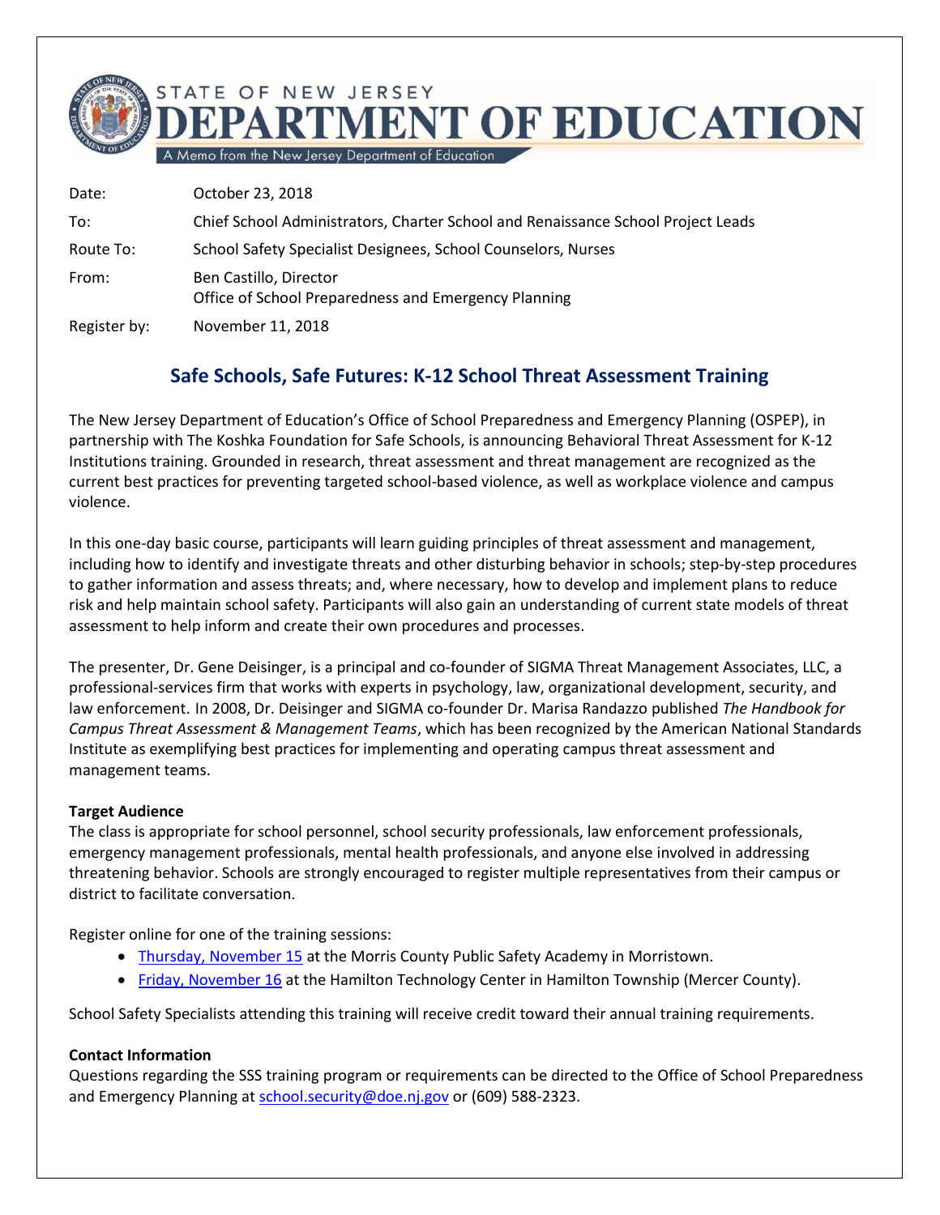STATE OF NEW JERSEY
# DEPARTMENT OF EDUCATION
A Memo from the New Jersey Department of Education

| | |
|---|---|
| Date: | October 23, 2018 |
| To: | Chief School Administrators, Charter School and Renaissance School Project Leads |
| Route To: | School Safety Specialist Designees, School Counselors, Nurses |
| From: | Ben Castillo, Director<br>Office of School Preparedness and Emergency Planning |
| Register by: | November 11, 2018 |

## Safe Schools, Safe Futures: K-12 School Threat Assessment Training

The New Jersey Department of Education's Office of School Preparedness and Emergency Planning (OSPEP), in partnership with The Koshka Foundation for Safe Schools, is announcing Behavioral Threat Assessment for K-12 Institutions training. Grounded in research, threat assessment and threat management are recognized as the current best practices for preventing targeted school-based violence, as well as workplace violence and campus violence.

In this one-day basic course, participants will learn guiding principles of threat assessment and management, including how to identify and investigate threats and other disturbing behavior in schools; step-by-step procedures to gather information and assess threats; and, where necessary, how to develop and implement plans to reduce risk and help maintain school safety. Participants will also gain an understanding of current state models of threat assessment to help inform and create their own procedures and processes.

The presenter, Dr. Gene Deisinger, is a principal and co-founder of SIGMA Threat Management Associates, LLC, a professional-services firm that works with experts in psychology, law, organizational development, security, and law enforcement. In 2008, Dr. Deisinger and SIGMA co-founder Dr. Marisa Randazzo published *The Handbook for Campus Threat Assessment & Management Teams*, which has been recognized by the American National Standards Institute as exemplifying best practices for implementing and operating campus threat assessment and management teams.

**Target Audience**

The class is appropriate for school personnel, school security professionals, law enforcement professionals, emergency management professionals, mental health professionals, and anyone else involved in addressing threatening behavior. Schools are strongly encouraged to register multiple representatives from their campus or district to facilitate conversation.

Register online for one of the training sessions:

- Thursday, November 15 at the Morris County Public Safety Academy in Morristown.
- Friday, November 16 at the Hamilton Technology Center in Hamilton Township (Mercer County).

School Safety Specialists attending this training will receive credit toward their annual training requirements.

**Contact Information**

Questions regarding the SSS training program or requirements can be directed to the Office of School Preparedness and Emergency Planning at school.security@doe.nj.gov or (609) 588-2323.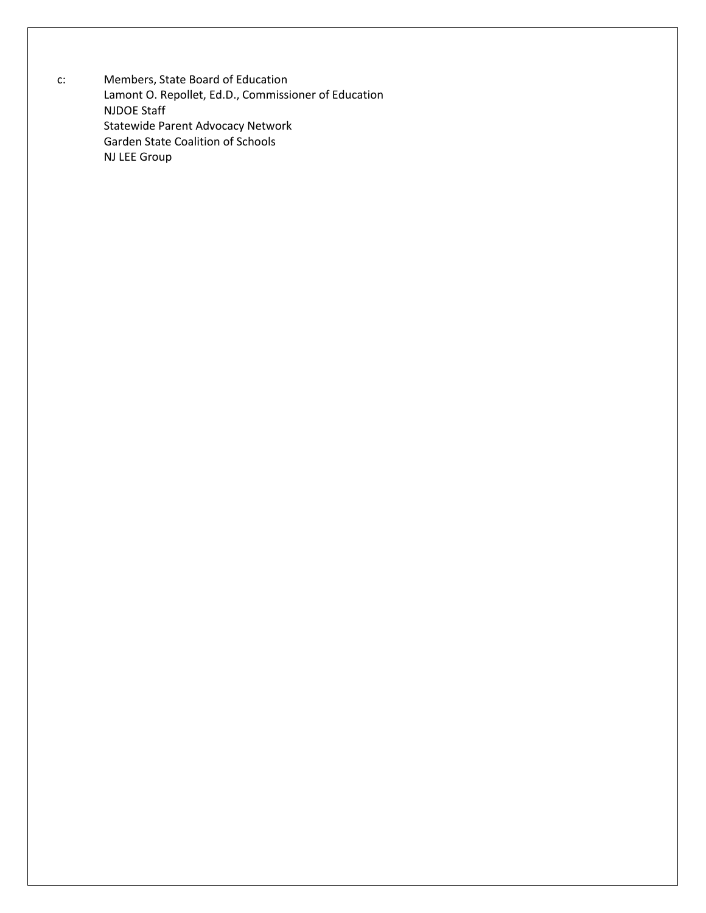c: Members, State Board of Education
Lamont O. Repollet, Ed.D., Commissioner of Education
NJDOE Staff
Statewide Parent Advocacy Network
Garden State Coalition of Schools
NJ LEE Group